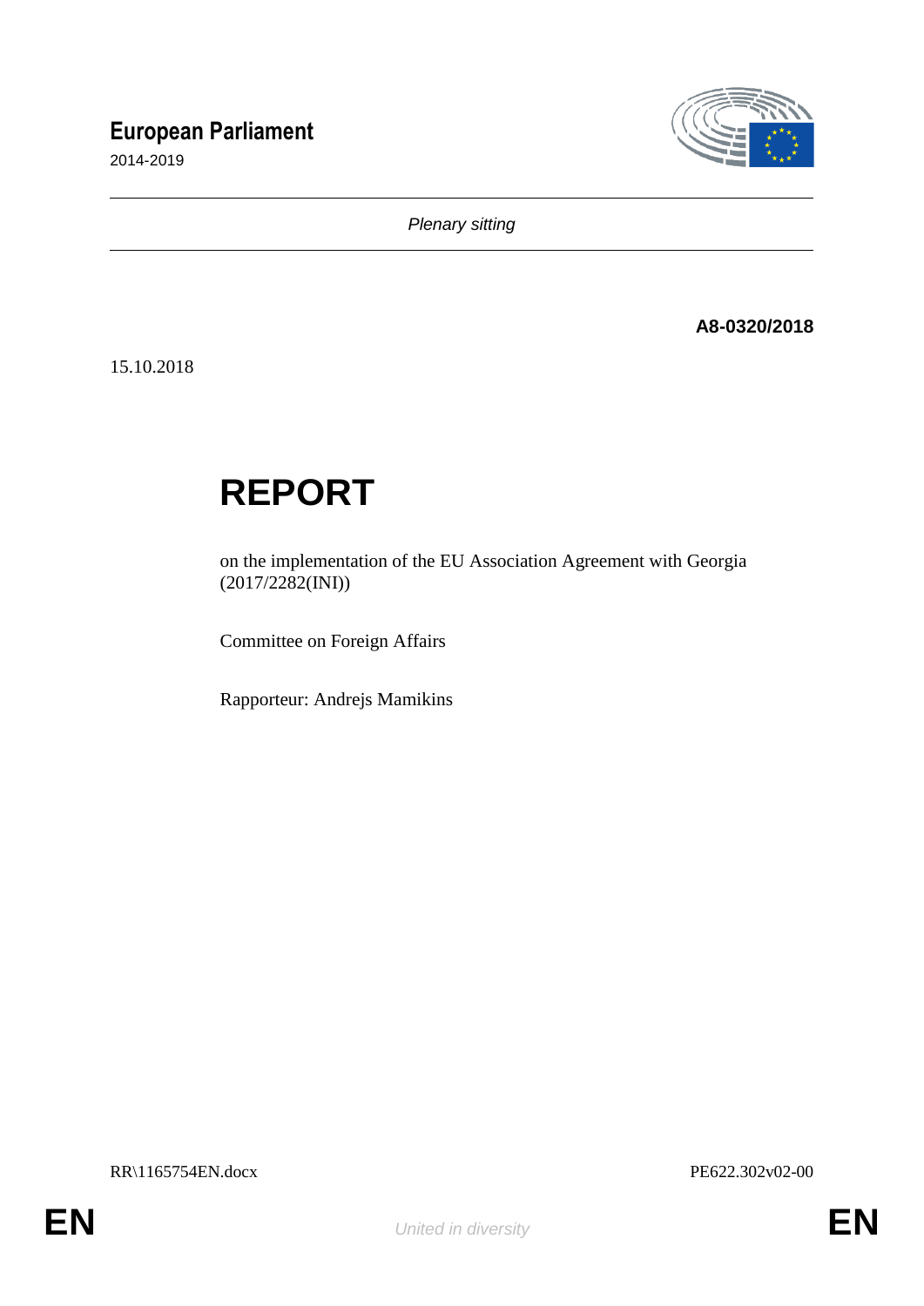**European Parliament**

2014-2019

*Plenary sitting*

**A8-0320/2018**

15.10.2018

# REPORT

on the implementation of the EU Association Agreement with Georgia (2017/2282(INI))

Committee on Foreign Affairs

Rapporteur: Andrejs Mamikins

RR\1165754EN.docx PE622.302v02-00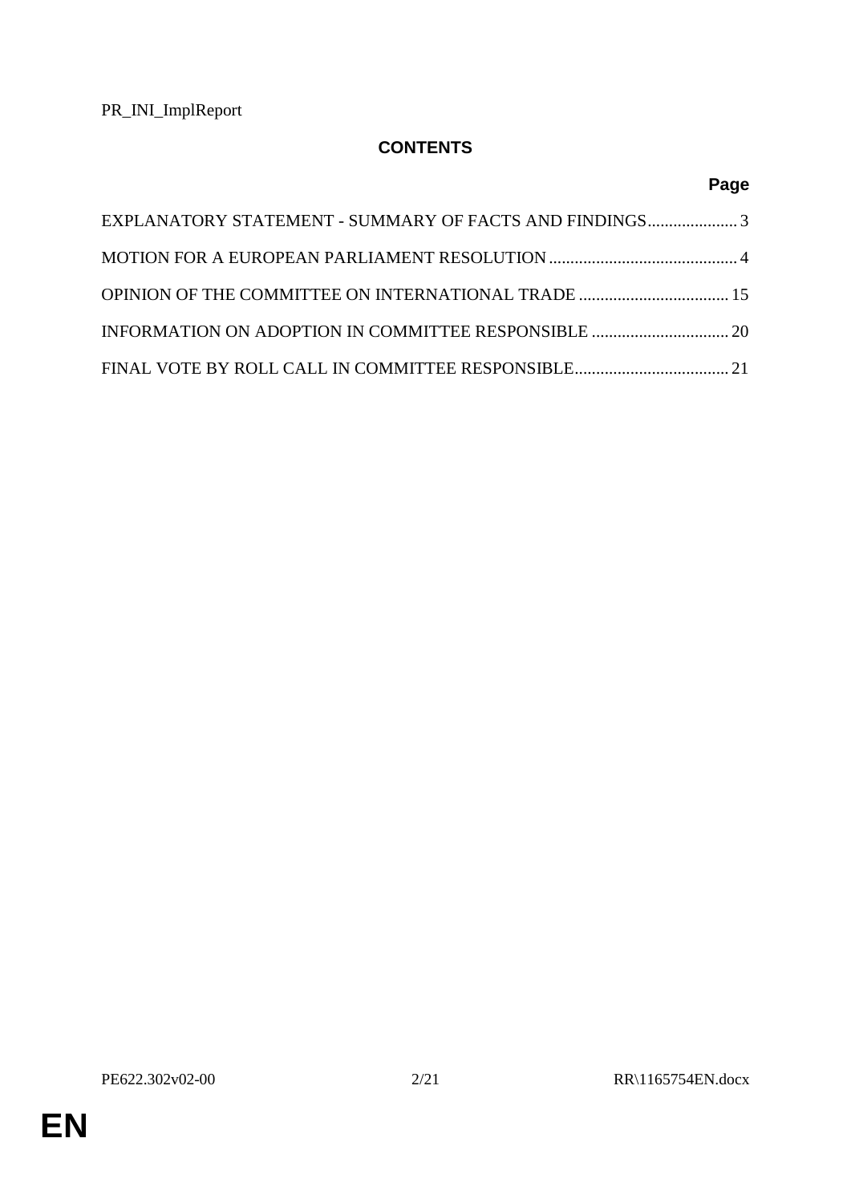PR_INI_ImplReport

# CONTENTS

| | Page |
|---|---|
| EXPLANATORY STATEMENT - SUMMARY OF FACTS AND FINDINGS | 3 |
| MOTION FOR A EUROPEAN PARLIAMENT RESOLUTION | 4 |
| OPINION OF THE COMMITTEE ON INTERNATIONAL TRADE | 15 |
| INFORMATION ON ADOPTION IN COMMITTEE RESPONSIBLE | 20 |
| FINAL VOTE BY ROLL CALL IN COMMITTEE RESPONSIBLE | 21 |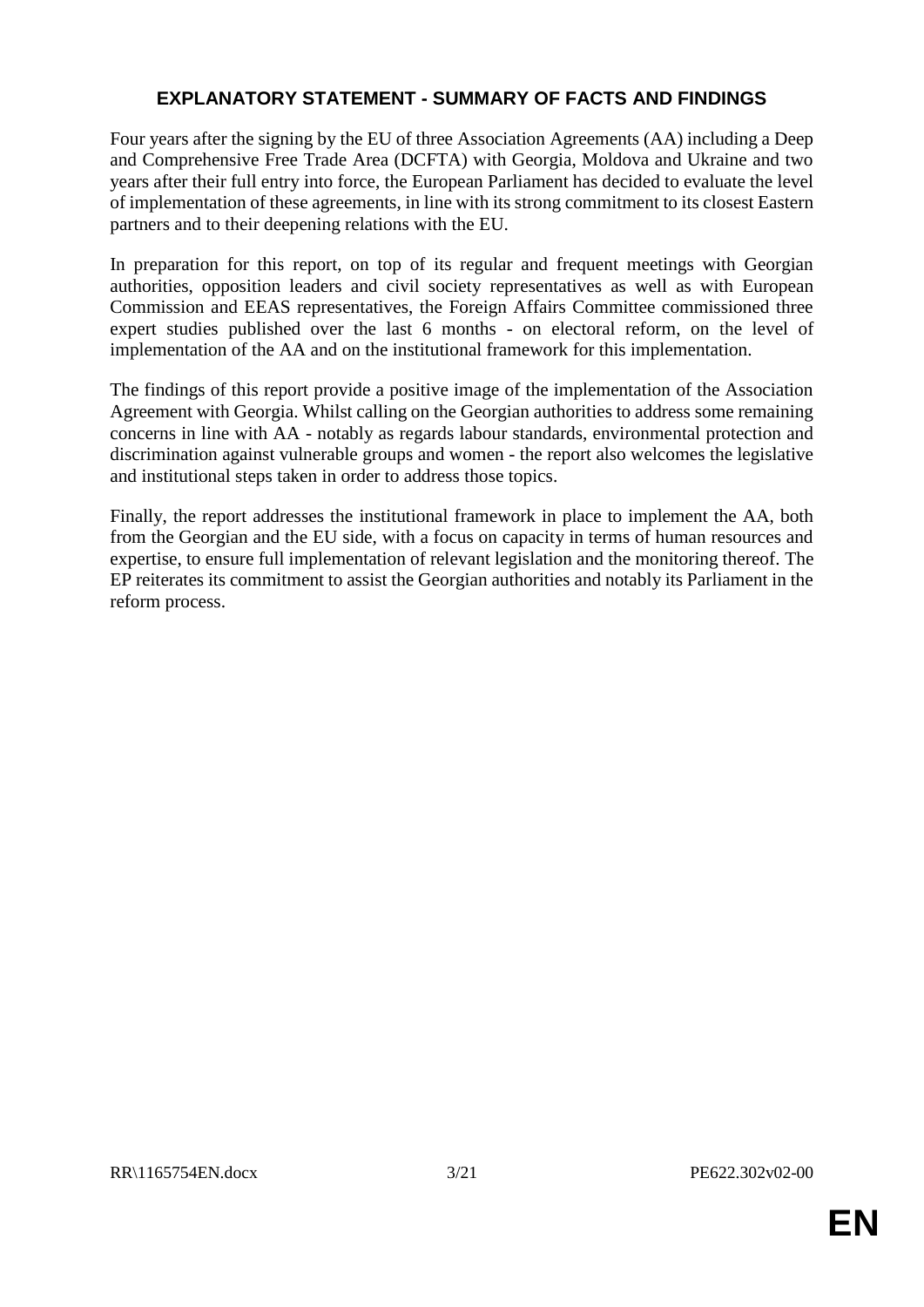## EXPLANATORY STATEMENT - SUMMARY OF FACTS AND FINDINGS

Four years after the signing by the EU of three Association Agreements (AA) including a Deep and Comprehensive Free Trade Area (DCFTA) with Georgia, Moldova and Ukraine and two years after their full entry into force, the European Parliament has decided to evaluate the level of implementation of these agreements, in line with its strong commitment to its closest Eastern partners and to their deepening relations with the EU.

In preparation for this report, on top of its regular and frequent meetings with Georgian authorities, opposition leaders and civil society representatives as well as with European Commission and EEAS representatives, the Foreign Affairs Committee commissioned three expert studies published over the last 6 months - on electoral reform, on the level of implementation of the AA and on the institutional framework for this implementation.

The findings of this report provide a positive image of the implementation of the Association Agreement with Georgia. Whilst calling on the Georgian authorities to address some remaining concerns in line with AA - notably as regards labour standards, environmental protection and discrimination against vulnerable groups and women - the report also welcomes the legislative and institutional steps taken in order to address those topics.

Finally, the report addresses the institutional framework in place to implement the AA, both from the Georgian and the EU side, with a focus on capacity in terms of human resources and expertise, to ensure full implementation of relevant legislation and the monitoring thereof. The EP reiterates its commitment to assist the Georgian authorities and notably its Parliament in the reform process.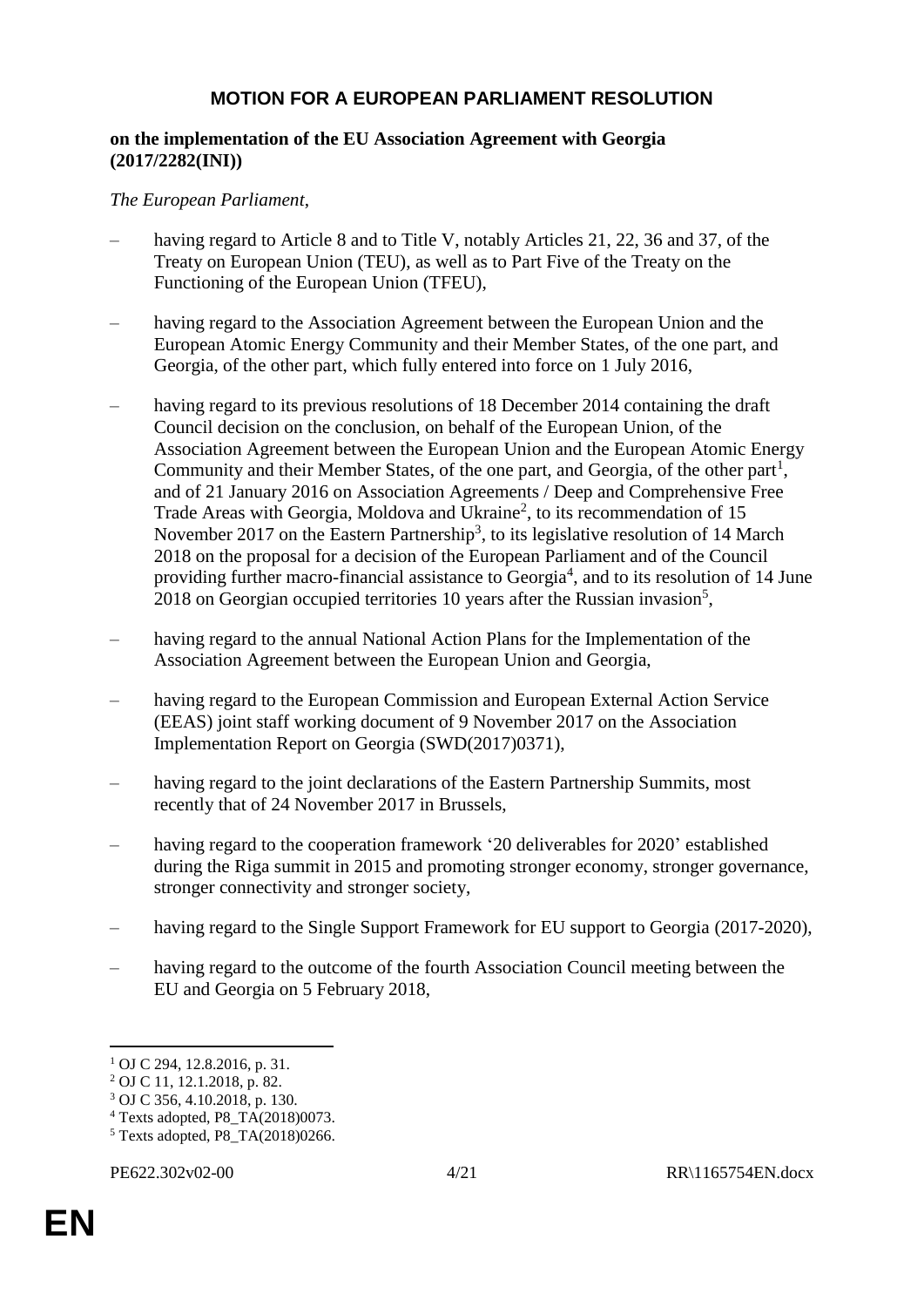# MOTION FOR A EUROPEAN PARLIAMENT RESOLUTION

**on the implementation of the EU Association Agreement with Georgia (2017/2282(INI))**

*The European Parliament*,

– having regard to Article 8 and to Title V, notably Articles 21, 22, 36 and 37, of the Treaty on European Union (TEU), as well as to Part Five of the Treaty on the Functioning of the European Union (TFEU),

– having regard to the Association Agreement between the European Union and the European Atomic Energy Community and their Member States, of the one part, and Georgia, of the other part, which fully entered into force on 1 July 2016,

– having regard to its previous resolutions of 18 December 2014 containing the draft Council decision on the conclusion, on behalf of the European Union, of the Association Agreement between the European Union and the European Atomic Energy Community and their Member States, of the one part, and Georgia, of the other part[1], and of 21 January 2016 on Association Agreements / Deep and Comprehensive Free Trade Areas with Georgia, Moldova and Ukraine[2], to its recommendation of 15 November 2017 on the Eastern Partnership[3], to its legislative resolution of 14 March 2018 on the proposal for a decision of the European Parliament and of the Council providing further macro-financial assistance to Georgia[4], and to its resolution of 14 June 2018 on Georgian occupied territories 10 years after the Russian invasion[5],

– having regard to the annual National Action Plans for the Implementation of the Association Agreement between the European Union and Georgia,

– having regard to the European Commission and European External Action Service (EEAS) joint staff working document of 9 November 2017 on the Association Implementation Report on Georgia (SWD(2017)0371),

– having regard to the joint declarations of the Eastern Partnership Summits, most recently that of 24 November 2017 in Brussels,

– having regard to the cooperation framework '20 deliverables for 2020' established during the Riga summit in 2015 and promoting stronger economy, stronger governance, stronger connectivity and stronger society,

– having regard to the Single Support Framework for EU support to Georgia (2017-2020),

– having regard to the outcome of the fourth Association Council meeting between the EU and Georgia on 5 February 2018,

---

[1] OJ C 294, 12.8.2016, p. 31.
[2] OJ C 11, 12.1.2018, p. 82.
[3] OJ C 356, 4.10.2018, p. 130.
[4] Texts adopted, P8_TA(2018)0073.
[5] Texts adopted, P8_TA(2018)0266.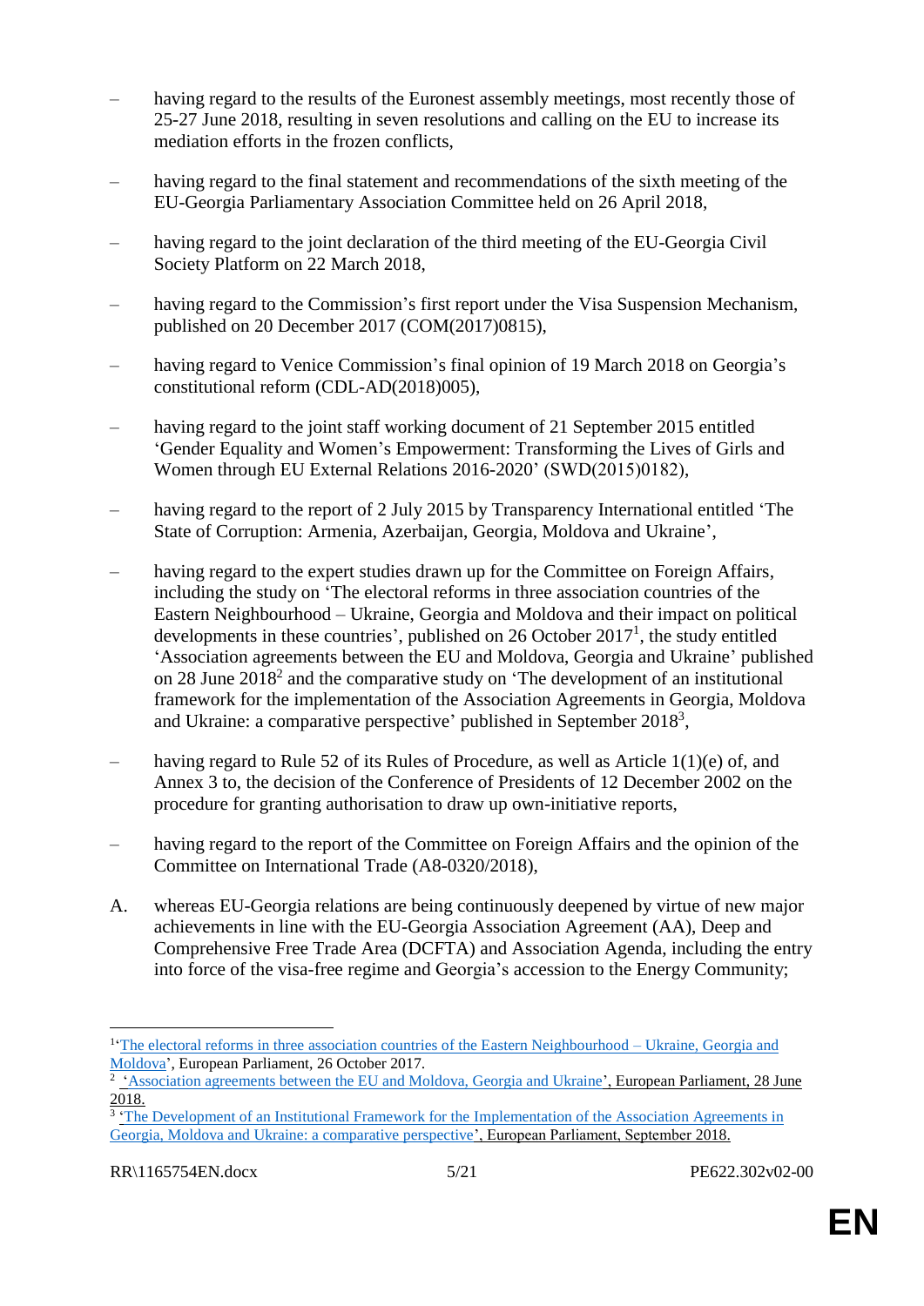– having regard to the results of the Euronest assembly meetings, most recently those of 25-27 June 2018, resulting in seven resolutions and calling on the EU to increase its mediation efforts in the frozen conflicts,

– having regard to the final statement and recommendations of the sixth meeting of the EU-Georgia Parliamentary Association Committee held on 26 April 2018,

– having regard to the joint declaration of the third meeting of the EU-Georgia Civil Society Platform on 22 March 2018,

– having regard to the Commission's first report under the Visa Suspension Mechanism, published on 20 December 2017 (COM(2017)0815),

– having regard to Venice Commission's final opinion of 19 March 2018 on Georgia's constitutional reform (CDL-AD(2018)005),

– having regard to the joint staff working document of 21 September 2015 entitled 'Gender Equality and Women's Empowerment: Transforming the Lives of Girls and Women through EU External Relations 2016-2020' (SWD(2015)0182),

– having regard to the report of 2 July 2015 by Transparency International entitled 'The State of Corruption: Armenia, Azerbaijan, Georgia, Moldova and Ukraine',

– having regard to the expert studies drawn up for the Committee on Foreign Affairs, including the study on 'The electoral reforms in three association countries of the Eastern Neighbourhood – Ukraine, Georgia and Moldova and their impact on political developments in these countries', published on 26 October 2017[1], the study entitled 'Association agreements between the EU and Moldova, Georgia and Ukraine' published on 28 June 2018[2] and the comparative study on 'The development of an institutional framework for the implementation of the Association Agreements in Georgia, Moldova and Ukraine: a comparative perspective' published in September 2018[3],

– having regard to Rule 52 of its Rules of Procedure, as well as Article 1(1)(e) of, and Annex 3 to, the decision of the Conference of Presidents of 12 December 2002 on the procedure for granting authorisation to draw up own-initiative reports,

– having regard to the report of the Committee on Foreign Affairs and the opinion of the Committee on International Trade (A8-0320/2018),

A. whereas EU-Georgia relations are being continuously deepened by virtue of new major achievements in line with the EU-Georgia Association Agreement (AA), Deep and Comprehensive Free Trade Area (DCFTA) and Association Agenda, including the entry into force of the visa-free regime and Georgia's accession to the Energy Community;

---

[1] 'The electoral reforms in three association countries of the Eastern Neighbourhood – Ukraine, Georgia and Moldova', European Parliament, 26 October 2017.

[2] 'Association agreements between the EU and Moldova, Georgia and Ukraine', European Parliament, 28 June 2018.

[3] 'The Development of an Institutional Framework for the Implementation of the Association Agreements in Georgia, Moldova and Ukraine: a comparative perspective', European Parliament, September 2018.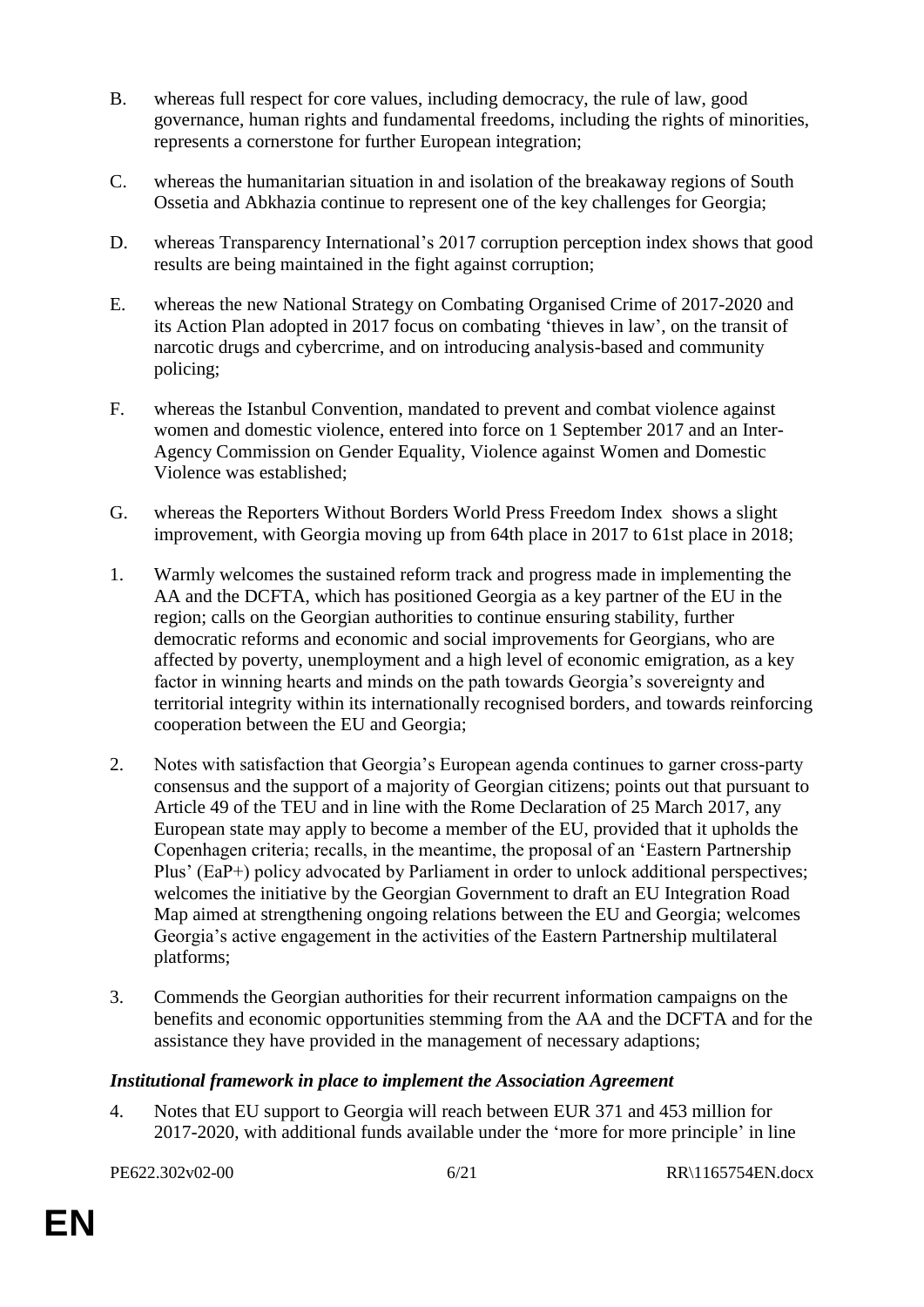B. whereas full respect for core values, including democracy, the rule of law, good governance, human rights and fundamental freedoms, including the rights of minorities, represents a cornerstone for further European integration;

C. whereas the humanitarian situation in and isolation of the breakaway regions of South Ossetia and Abkhazia continue to represent one of the key challenges for Georgia;

D. whereas Transparency International's 2017 corruption perception index shows that good results are being maintained in the fight against corruption;

E. whereas the new National Strategy on Combating Organised Crime of 2017-2020 and its Action Plan adopted in 2017 focus on combating 'thieves in law', on the transit of narcotic drugs and cybercrime, and on introducing analysis-based and community policing;

F. whereas the Istanbul Convention, mandated to prevent and combat violence against women and domestic violence, entered into force on 1 September 2017 and an Inter-Agency Commission on Gender Equality, Violence against Women and Domestic Violence was established;

G. whereas the Reporters Without Borders World Press Freedom Index shows a slight improvement, with Georgia moving up from 64th place in 2017 to 61st place in 2018;

1. Warmly welcomes the sustained reform track and progress made in implementing the AA and the DCFTA, which has positioned Georgia as a key partner of the EU in the region; calls on the Georgian authorities to continue ensuring stability, further democratic reforms and economic and social improvements for Georgians, who are affected by poverty, unemployment and a high level of economic emigration, as a key factor in winning hearts and minds on the path towards Georgia's sovereignty and territorial integrity within its internationally recognised borders, and towards reinforcing cooperation between the EU and Georgia;

2. Notes with satisfaction that Georgia's European agenda continues to garner cross-party consensus and the support of a majority of Georgian citizens; points out that pursuant to Article 49 of the TEU and in line with the Rome Declaration of 25 March 2017, any European state may apply to become a member of the EU, provided that it upholds the Copenhagen criteria; recalls, in the meantime, the proposal of an 'Eastern Partnership Plus' (EaP+) policy advocated by Parliament in order to unlock additional perspectives; welcomes the initiative by the Georgian Government to draft an EU Integration Road Map aimed at strengthening ongoing relations between the EU and Georgia; welcomes Georgia's active engagement in the activities of the Eastern Partnership multilateral platforms;

3. Commends the Georgian authorities for their recurrent information campaigns on the benefits and economic opportunities stemming from the AA and the DCFTA and for the assistance they have provided in the management of necessary adaptions;

### *Institutional framework in place to implement the Association Agreement*

4. Notes that EU support to Georgia will reach between EUR 371 and 453 million for 2017-2020, with additional funds available under the 'more for more principle' in line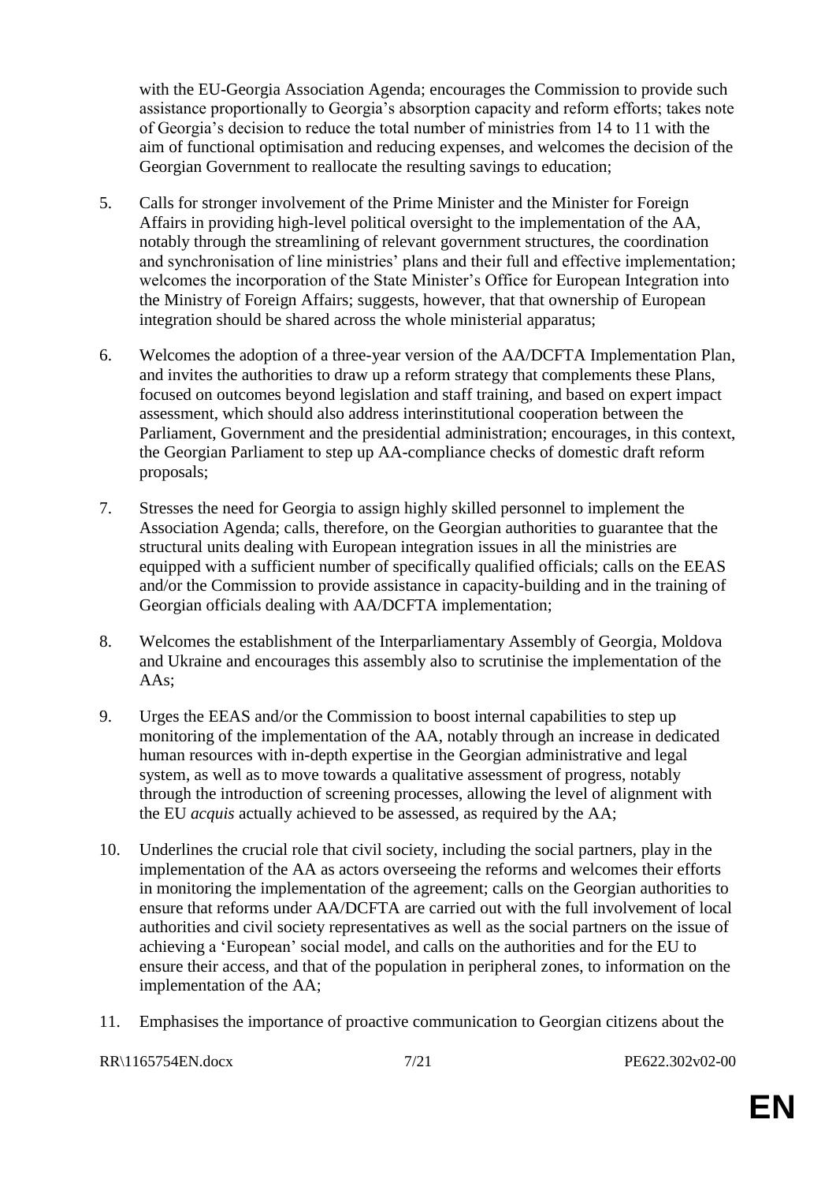with the EU-Georgia Association Agenda; encourages the Commission to provide such assistance proportionally to Georgia's absorption capacity and reform efforts; takes note of Georgia's decision to reduce the total number of ministries from 14 to 11 with the aim of functional optimisation and reducing expenses, and welcomes the decision of the Georgian Government to reallocate the resulting savings to education;

5. Calls for stronger involvement of the Prime Minister and the Minister for Foreign Affairs in providing high-level political oversight to the implementation of the AA, notably through the streamlining of relevant government structures, the coordination and synchronisation of line ministries' plans and their full and effective implementation; welcomes the incorporation of the State Minister's Office for European Integration into the Ministry of Foreign Affairs; suggests, however, that that ownership of European integration should be shared across the whole ministerial apparatus;

6. Welcomes the adoption of a three-year version of the AA/DCFTA Implementation Plan, and invites the authorities to draw up a reform strategy that complements these Plans, focused on outcomes beyond legislation and staff training, and based on expert impact assessment, which should also address interinstitutional cooperation between the Parliament, Government and the presidential administration; encourages, in this context, the Georgian Parliament to step up AA-compliance checks of domestic draft reform proposals;

7. Stresses the need for Georgia to assign highly skilled personnel to implement the Association Agenda; calls, therefore, on the Georgian authorities to guarantee that the structural units dealing with European integration issues in all the ministries are equipped with a sufficient number of specifically qualified officials; calls on the EEAS and/or the Commission to provide assistance in capacity-building and in the training of Georgian officials dealing with AA/DCFTA implementation;

8. Welcomes the establishment of the Interparliamentary Assembly of Georgia, Moldova and Ukraine and encourages this assembly also to scrutinise the implementation of the AAs;

9. Urges the EEAS and/or the Commission to boost internal capabilities to step up monitoring of the implementation of the AA, notably through an increase in dedicated human resources with in-depth expertise in the Georgian administrative and legal system, as well as to move towards a qualitative assessment of progress, notably through the introduction of screening processes, allowing the level of alignment with the EU *acquis* actually achieved to be assessed, as required by the AA;

10. Underlines the crucial role that civil society, including the social partners, play in the implementation of the AA as actors overseeing the reforms and welcomes their efforts in monitoring the implementation of the agreement; calls on the Georgian authorities to ensure that reforms under AA/DCFTA are carried out with the full involvement of local authorities and civil society representatives as well as the social partners on the issue of achieving a 'European' social model, and calls on the authorities and for the EU to ensure their access, and that of the population in peripheral zones, to information on the implementation of the AA;

11. Emphasises the importance of proactive communication to Georgian citizens about the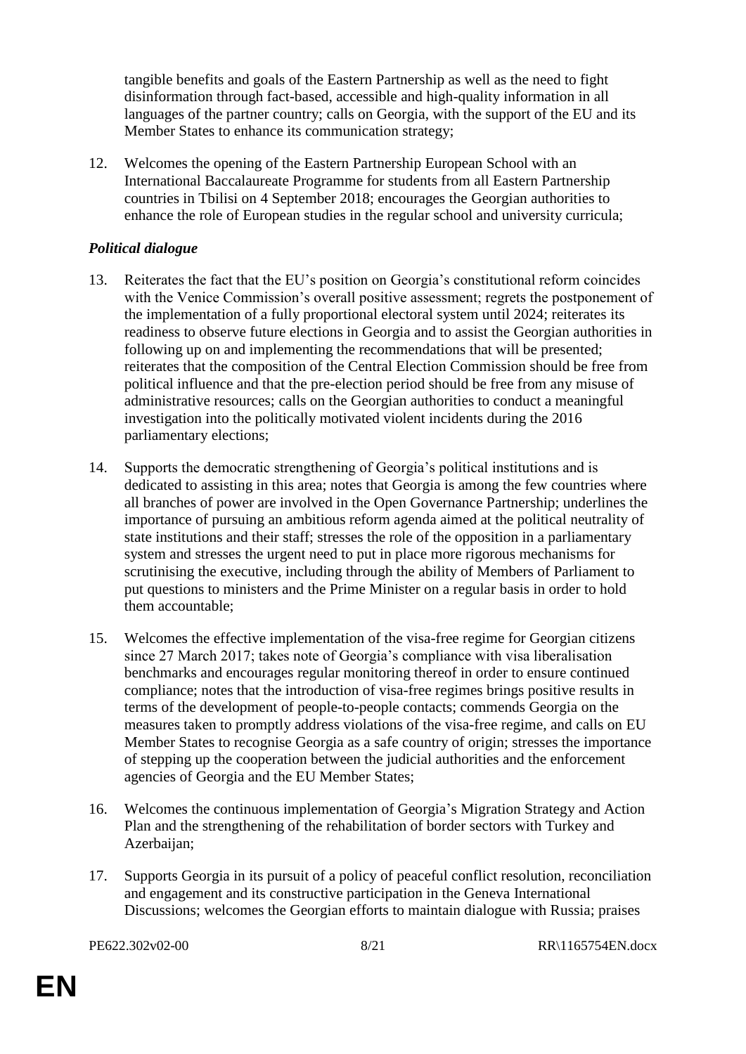tangible benefits and goals of the Eastern Partnership as well as the need to fight disinformation through fact-based, accessible and high-quality information in all languages of the partner country; calls on Georgia, with the support of the EU and its Member States to enhance its communication strategy;

12. Welcomes the opening of the Eastern Partnership European School with an International Baccalaureate Programme for students from all Eastern Partnership countries in Tbilisi on 4 September 2018; encourages the Georgian authorities to enhance the role of European studies in the regular school and university curricula;

***Political dialogue***

13. Reiterates the fact that the EU's position on Georgia's constitutional reform coincides with the Venice Commission's overall positive assessment; regrets the postponement of the implementation of a fully proportional electoral system until 2024; reiterates its readiness to observe future elections in Georgia and to assist the Georgian authorities in following up on and implementing the recommendations that will be presented; reiterates that the composition of the Central Election Commission should be free from political influence and that the pre-election period should be free from any misuse of administrative resources; calls on the Georgian authorities to conduct a meaningful investigation into the politically motivated violent incidents during the 2016 parliamentary elections;

14. Supports the democratic strengthening of Georgia's political institutions and is dedicated to assisting in this area; notes that Georgia is among the few countries where all branches of power are involved in the Open Governance Partnership; underlines the importance of pursuing an ambitious reform agenda aimed at the political neutrality of state institutions and their staff; stresses the role of the opposition in a parliamentary system and stresses the urgent need to put in place more rigorous mechanisms for scrutinising the executive, including through the ability of Members of Parliament to put questions to ministers and the Prime Minister on a regular basis in order to hold them accountable;

15. Welcomes the effective implementation of the visa-free regime for Georgian citizens since 27 March 2017; takes note of Georgia's compliance with visa liberalisation benchmarks and encourages regular monitoring thereof in order to ensure continued compliance; notes that the introduction of visa-free regimes brings positive results in terms of the development of people-to-people contacts; commends Georgia on the measures taken to promptly address violations of the visa-free regime, and calls on EU Member States to recognise Georgia as a safe country of origin; stresses the importance of stepping up the cooperation between the judicial authorities and the enforcement agencies of Georgia and the EU Member States;

16. Welcomes the continuous implementation of Georgia's Migration Strategy and Action Plan and the strengthening of the rehabilitation of border sectors with Turkey and Azerbaijan;

17. Supports Georgia in its pursuit of a policy of peaceful conflict resolution, reconciliation and engagement and its constructive participation in the Geneva International Discussions; welcomes the Georgian efforts to maintain dialogue with Russia; praises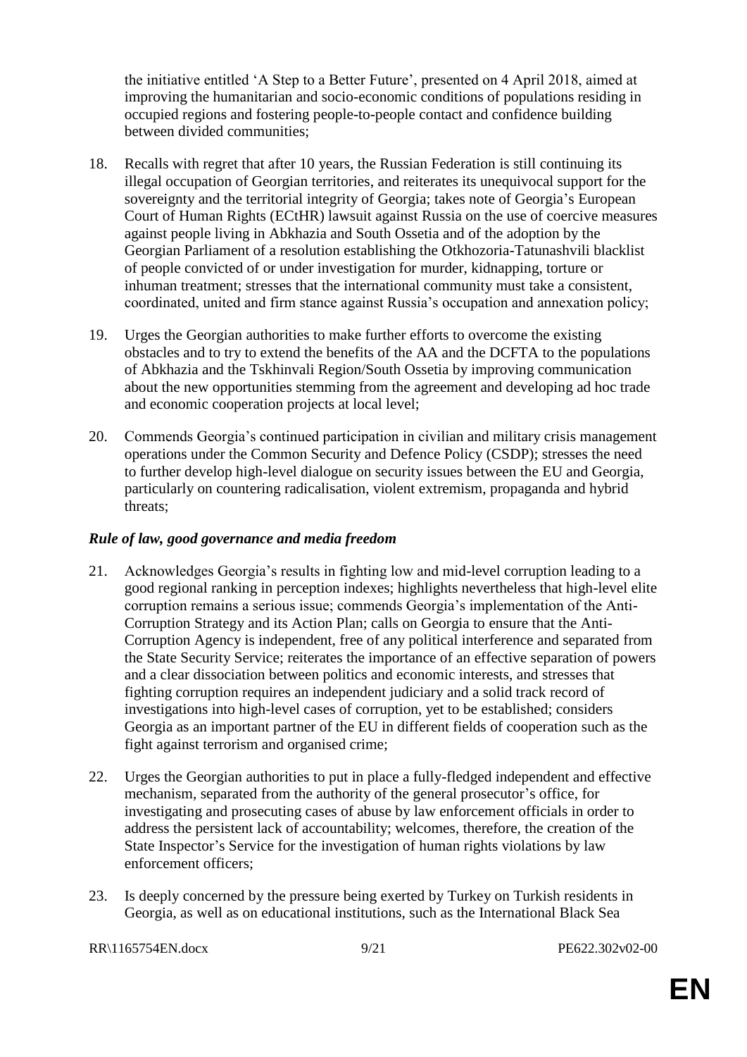the initiative entitled 'A Step to a Better Future', presented on 4 April 2018, aimed at improving the humanitarian and socio-economic conditions of populations residing in occupied regions and fostering people-to-people contact and confidence building between divided communities;

18. Recalls with regret that after 10 years, the Russian Federation is still continuing its illegal occupation of Georgian territories, and reiterates its unequivocal support for the sovereignty and the territorial integrity of Georgia; takes note of Georgia's European Court of Human Rights (ECtHR) lawsuit against Russia on the use of coercive measures against people living in Abkhazia and South Ossetia and of the adoption by the Georgian Parliament of a resolution establishing the Otkhozoria-Tatunashvili blacklist of people convicted of or under investigation for murder, kidnapping, torture or inhuman treatment; stresses that the international community must take a consistent, coordinated, united and firm stance against Russia's occupation and annexation policy;

19. Urges the Georgian authorities to make further efforts to overcome the existing obstacles and to try to extend the benefits of the AA and the DCFTA to the populations of Abkhazia and the Tskhinvali Region/South Ossetia by improving communication about the new opportunities stemming from the agreement and developing ad hoc trade and economic cooperation projects at local level;

20. Commends Georgia's continued participation in civilian and military crisis management operations under the Common Security and Defence Policy (CSDP); stresses the need to further develop high-level dialogue on security issues between the EU and Georgia, particularly on countering radicalisation, violent extremism, propaganda and hybrid threats;

***Rule of law, good governance and media freedom***

21. Acknowledges Georgia's results in fighting low and mid-level corruption leading to a good regional ranking in perception indexes; highlights nevertheless that high-level elite corruption remains a serious issue; commends Georgia's implementation of the Anti-Corruption Strategy and its Action Plan; calls on Georgia to ensure that the Anti-Corruption Agency is independent, free of any political interference and separated from the State Security Service; reiterates the importance of an effective separation of powers and a clear dissociation between politics and economic interests, and stresses that fighting corruption requires an independent judiciary and a solid track record of investigations into high-level cases of corruption, yet to be established; considers Georgia as an important partner of the EU in different fields of cooperation such as the fight against terrorism and organised crime;

22. Urges the Georgian authorities to put in place a fully-fledged independent and effective mechanism, separated from the authority of the general prosecutor's office, for investigating and prosecuting cases of abuse by law enforcement officials in order to address the persistent lack of accountability; welcomes, therefore, the creation of the State Inspector's Service for the investigation of human rights violations by law enforcement officers;

23. Is deeply concerned by the pressure being exerted by Turkey on Turkish residents in Georgia, as well as on educational institutions, such as the International Black Sea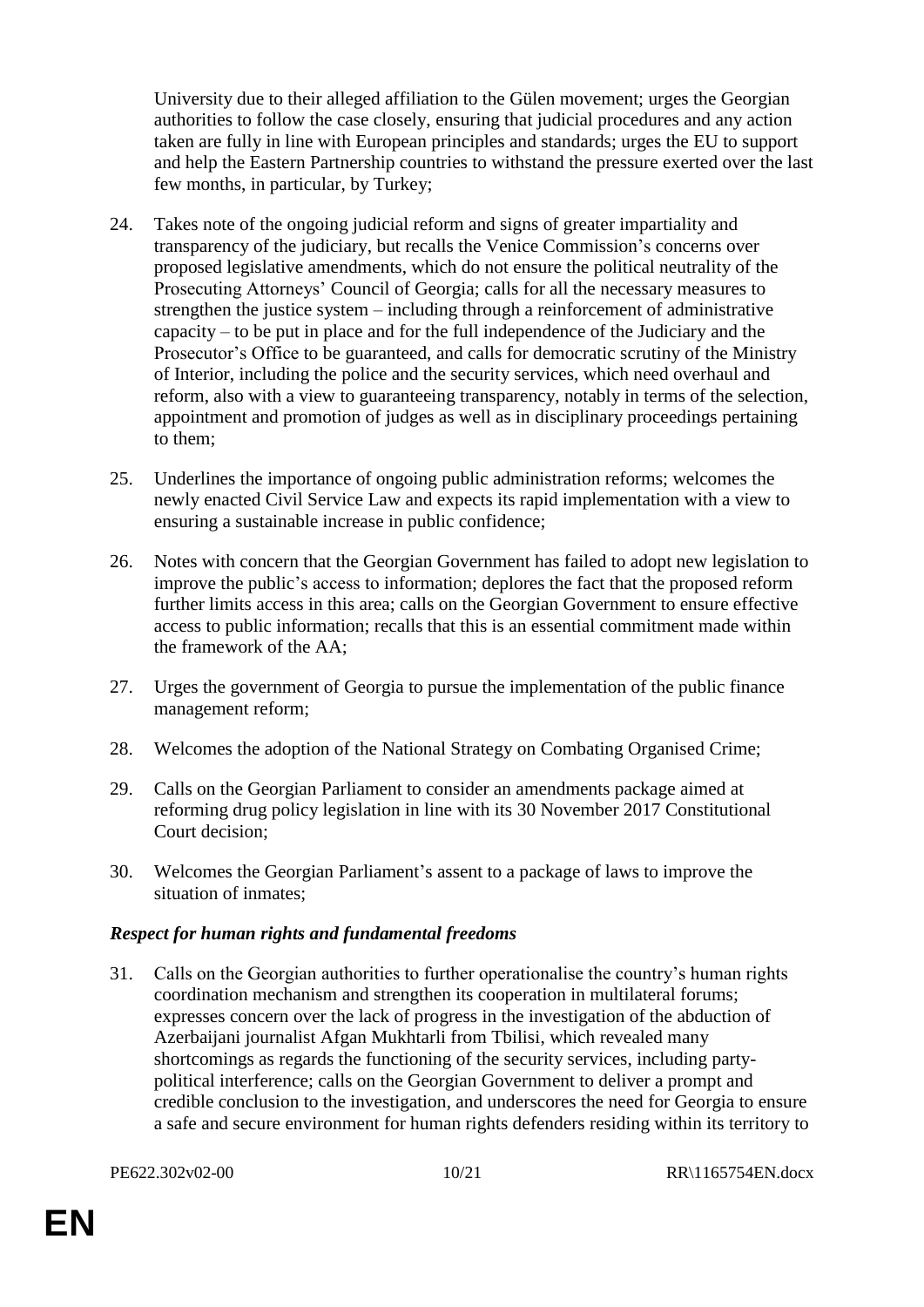University due to their alleged affiliation to the Gülen movement; urges the Georgian authorities to follow the case closely, ensuring that judicial procedures and any action taken are fully in line with European principles and standards; urges the EU to support and help the Eastern Partnership countries to withstand the pressure exerted over the last few months, in particular, by Turkey;

24. Takes note of the ongoing judicial reform and signs of greater impartiality and transparency of the judiciary, but recalls the Venice Commission's concerns over proposed legislative amendments, which do not ensure the political neutrality of the Prosecuting Attorneys' Council of Georgia; calls for all the necessary measures to strengthen the justice system – including through a reinforcement of administrative capacity – to be put in place and for the full independence of the Judiciary and the Prosecutor's Office to be guaranteed, and calls for democratic scrutiny of the Ministry of Interior, including the police and the security services, which need overhaul and reform, also with a view to guaranteeing transparency, notably in terms of the selection, appointment and promotion of judges as well as in disciplinary proceedings pertaining to them;

25. Underlines the importance of ongoing public administration reforms; welcomes the newly enacted Civil Service Law and expects its rapid implementation with a view to ensuring a sustainable increase in public confidence;

26. Notes with concern that the Georgian Government has failed to adopt new legislation to improve the public's access to information; deplores the fact that the proposed reform further limits access in this area; calls on the Georgian Government to ensure effective access to public information; recalls that this is an essential commitment made within the framework of the AA;

27. Urges the government of Georgia to pursue the implementation of the public finance management reform;

28. Welcomes the adoption of the National Strategy on Combating Organised Crime;

29. Calls on the Georgian Parliament to consider an amendments package aimed at reforming drug policy legislation in line with its 30 November 2017 Constitutional Court decision;

30. Welcomes the Georgian Parliament's assent to a package of laws to improve the situation of inmates;

***Respect for human rights and fundamental freedoms***

31. Calls on the Georgian authorities to further operationalise the country's human rights coordination mechanism and strengthen its cooperation in multilateral forums; expresses concern over the lack of progress in the investigation of the abduction of Azerbaijani journalist Afgan Mukhtarli from Tbilisi, which revealed many shortcomings as regards the functioning of the security services, including party-political interference; calls on the Georgian Government to deliver a prompt and credible conclusion to the investigation, and underscores the need for Georgia to ensure a safe and secure environment for human rights defenders residing within its territory to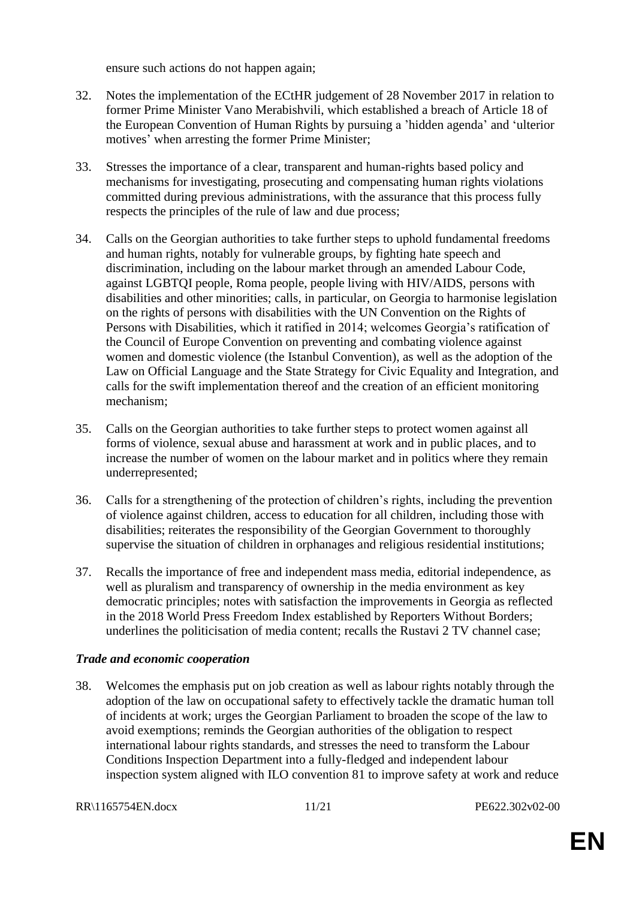ensure such actions do not happen again;

32. Notes the implementation of the ECtHR judgement of 28 November 2017 in relation to former Prime Minister Vano Merabishvili, which established a breach of Article 18 of the European Convention of Human Rights by pursuing a 'hidden agenda' and 'ulterior motives' when arresting the former Prime Minister;

33. Stresses the importance of a clear, transparent and human-rights based policy and mechanisms for investigating, prosecuting and compensating human rights violations committed during previous administrations, with the assurance that this process fully respects the principles of the rule of law and due process;

34. Calls on the Georgian authorities to take further steps to uphold fundamental freedoms and human rights, notably for vulnerable groups, by fighting hate speech and discrimination, including on the labour market through an amended Labour Code, against LGBTQI people, Roma people, people living with HIV/AIDS, persons with disabilities and other minorities; calls, in particular, on Georgia to harmonise legislation on the rights of persons with disabilities with the UN Convention on the Rights of Persons with Disabilities, which it ratified in 2014; welcomes Georgia's ratification of the Council of Europe Convention on preventing and combating violence against women and domestic violence (the Istanbul Convention), as well as the adoption of the Law on Official Language and the State Strategy for Civic Equality and Integration, and calls for the swift implementation thereof and the creation of an efficient monitoring mechanism;

35. Calls on the Georgian authorities to take further steps to protect women against all forms of violence, sexual abuse and harassment at work and in public places, and to increase the number of women on the labour market and in politics where they remain underrepresented;

36. Calls for a strengthening of the protection of children's rights, including the prevention of violence against children, access to education for all children, including those with disabilities; reiterates the responsibility of the Georgian Government to thoroughly supervise the situation of children in orphanages and religious residential institutions;

37. Recalls the importance of free and independent mass media, editorial independence, as well as pluralism and transparency of ownership in the media environment as key democratic principles; notes with satisfaction the improvements in Georgia as reflected in the 2018 World Press Freedom Index established by Reporters Without Borders; underlines the politicisation of media content; recalls the Rustavi 2 TV channel case;

### *Trade and economic cooperation*

38. Welcomes the emphasis put on job creation as well as labour rights notably through the adoption of the law on occupational safety to effectively tackle the dramatic human toll of incidents at work; urges the Georgian Parliament to broaden the scope of the law to avoid exemptions; reminds the Georgian authorities of the obligation to respect international labour rights standards, and stresses the need to transform the Labour Conditions Inspection Department into a fully-fledged and independent labour inspection system aligned with ILO convention 81 to improve safety at work and reduce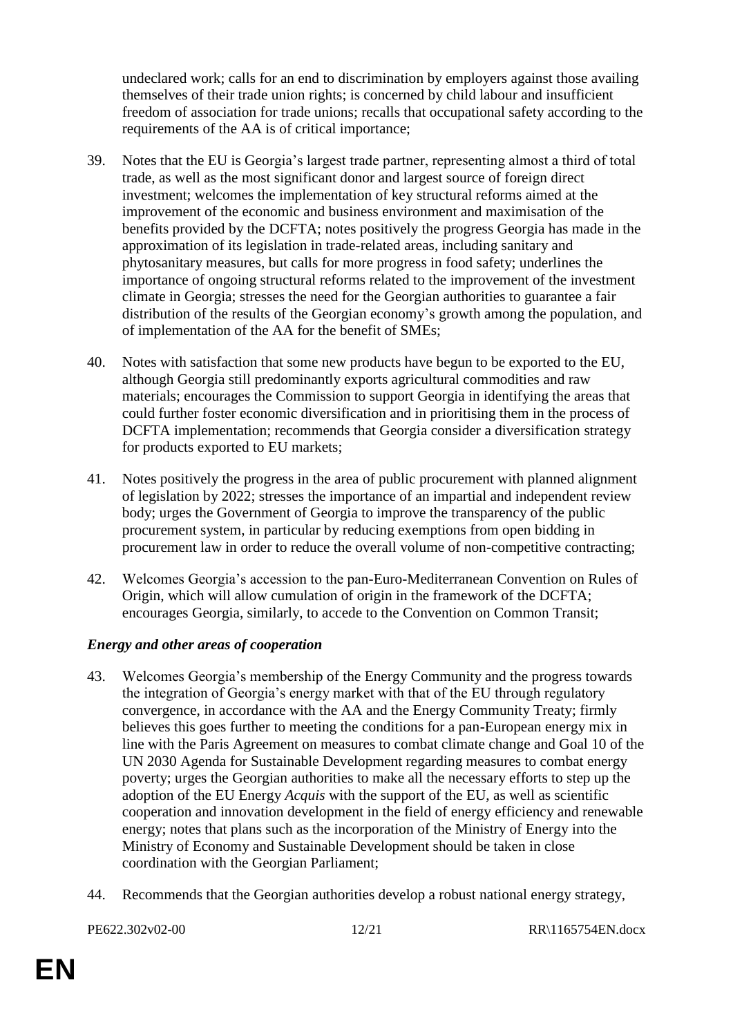undeclared work; calls for an end to discrimination by employers against those availing themselves of their trade union rights; is concerned by child labour and insufficient freedom of association for trade unions; recalls that occupational safety according to the requirements of the AA is of critical importance;

39. Notes that the EU is Georgia's largest trade partner, representing almost a third of total trade, as well as the most significant donor and largest source of foreign direct investment; welcomes the implementation of key structural reforms aimed at the improvement of the economic and business environment and maximisation of the benefits provided by the DCFTA; notes positively the progress Georgia has made in the approximation of its legislation in trade-related areas, including sanitary and phytosanitary measures, but calls for more progress in food safety; underlines the importance of ongoing structural reforms related to the improvement of the investment climate in Georgia; stresses the need for the Georgian authorities to guarantee a fair distribution of the results of the Georgian economy's growth among the population, and of implementation of the AA for the benefit of SMEs;

40. Notes with satisfaction that some new products have begun to be exported to the EU, although Georgia still predominantly exports agricultural commodities and raw materials; encourages the Commission to support Georgia in identifying the areas that could further foster economic diversification and in prioritising them in the process of DCFTA implementation; recommends that Georgia consider a diversification strategy for products exported to EU markets;

41. Notes positively the progress in the area of public procurement with planned alignment of legislation by 2022; stresses the importance of an impartial and independent review body; urges the Government of Georgia to improve the transparency of the public procurement system, in particular by reducing exemptions from open bidding in procurement law in order to reduce the overall volume of non-competitive contracting;

42. Welcomes Georgia's accession to the pan-Euro-Mediterranean Convention on Rules of Origin, which will allow cumulation of origin in the framework of the DCFTA; encourages Georgia, similarly, to accede to the Convention on Common Transit;

### *Energy and other areas of cooperation*

43. Welcomes Georgia's membership of the Energy Community and the progress towards the integration of Georgia's energy market with that of the EU through regulatory convergence, in accordance with the AA and the Energy Community Treaty; firmly believes this goes further to meeting the conditions for a pan-European energy mix in line with the Paris Agreement on measures to combat climate change and Goal 10 of the UN 2030 Agenda for Sustainable Development regarding measures to combat energy poverty; urges the Georgian authorities to make all the necessary efforts to step up the adoption of the EU Energy *Acquis* with the support of the EU, as well as scientific cooperation and innovation development in the field of energy efficiency and renewable energy; notes that plans such as the incorporation of the Ministry of Energy into the Ministry of Economy and Sustainable Development should be taken in close coordination with the Georgian Parliament;

44. Recommends that the Georgian authorities develop a robust national energy strategy,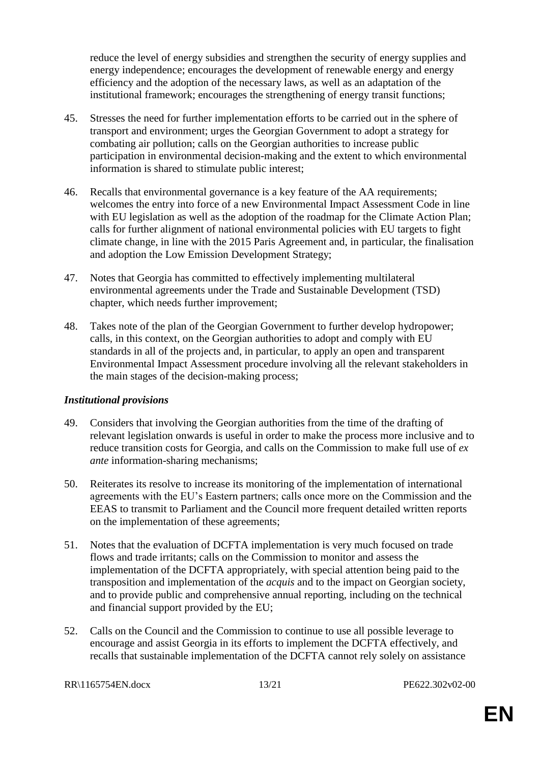reduce the level of energy subsidies and strengthen the security of energy supplies and energy independence; encourages the development of renewable energy and energy efficiency and the adoption of the necessary laws, as well as an adaptation of the institutional framework; encourages the strengthening of energy transit functions;

45. Stresses the need for further implementation efforts to be carried out in the sphere of transport and environment; urges the Georgian Government to adopt a strategy for combating air pollution; calls on the Georgian authorities to increase public participation in environmental decision-making and the extent to which environmental information is shared to stimulate public interest;

46. Recalls that environmental governance is a key feature of the AA requirements; welcomes the entry into force of a new Environmental Impact Assessment Code in line with EU legislation as well as the adoption of the roadmap for the Climate Action Plan; calls for further alignment of national environmental policies with EU targets to fight climate change, in line with the 2015 Paris Agreement and, in particular, the finalisation and adoption the Low Emission Development Strategy;

47. Notes that Georgia has committed to effectively implementing multilateral environmental agreements under the Trade and Sustainable Development (TSD) chapter, which needs further improvement;

48. Takes note of the plan of the Georgian Government to further develop hydropower; calls, in this context, on the Georgian authorities to adopt and comply with EU standards in all of the projects and, in particular, to apply an open and transparent Environmental Impact Assessment procedure involving all the relevant stakeholders in the main stages of the decision-making process;

### *Institutional provisions*

49. Considers that involving the Georgian authorities from the time of the drafting of relevant legislation onwards is useful in order to make the process more inclusive and to reduce transition costs for Georgia, and calls on the Commission to make full use of *ex ante* information-sharing mechanisms;

50. Reiterates its resolve to increase its monitoring of the implementation of international agreements with the EU's Eastern partners; calls once more on the Commission and the EEAS to transmit to Parliament and the Council more frequent detailed written reports on the implementation of these agreements;

51. Notes that the evaluation of DCFTA implementation is very much focused on trade flows and trade irritants; calls on the Commission to monitor and assess the implementation of the DCFTA appropriately, with special attention being paid to the transposition and implementation of the *acquis* and to the impact on Georgian society, and to provide public and comprehensive annual reporting, including on the technical and financial support provided by the EU;

52. Calls on the Council and the Commission to continue to use all possible leverage to encourage and assist Georgia in its efforts to implement the DCFTA effectively, and recalls that sustainable implementation of the DCFTA cannot rely solely on assistance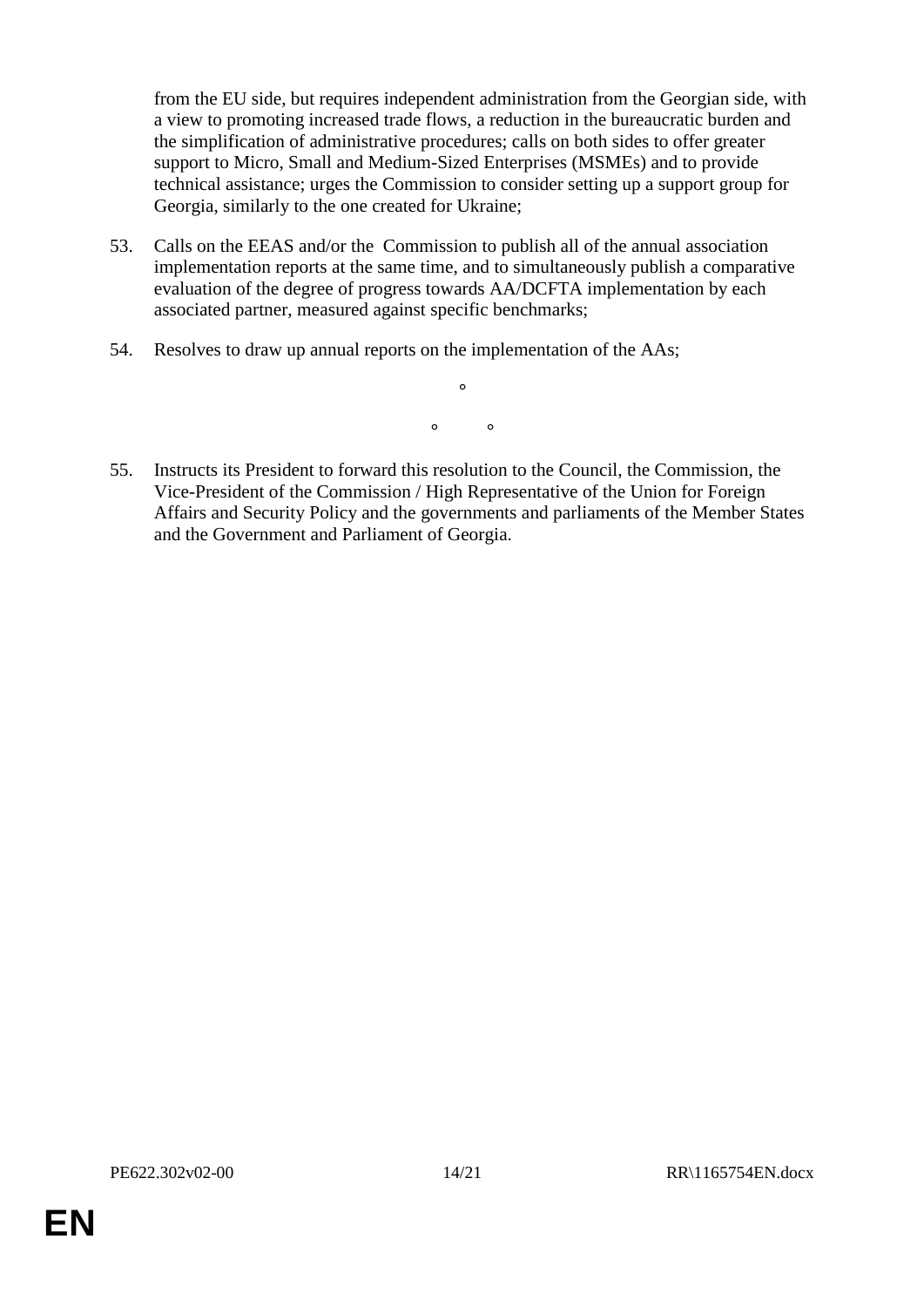from the EU side, but requires independent administration from the Georgian side, with a view to promoting increased trade flows, a reduction in the bureaucratic burden and the simplification of administrative procedures; calls on both sides to offer greater support to Micro, Small and Medium-Sized Enterprises (MSMEs) and to provide technical assistance; urges the Commission to consider setting up a support group for Georgia, similarly to the one created for Ukraine;

53. Calls on the EEAS and/or the Commission to publish all of the annual association implementation reports at the same time, and to simultaneously publish a comparative evaluation of the degree of progress towards AA/DCFTA implementation by each associated partner, measured against specific benchmarks;

54. Resolves to draw up annual reports on the implementation of the AAs;

°

° °

55. Instructs its President to forward this resolution to the Council, the Commission, the Vice-President of the Commission / High Representative of the Union for Foreign Affairs and Security Policy and the governments and parliaments of the Member States and the Government and Parliament of Georgia.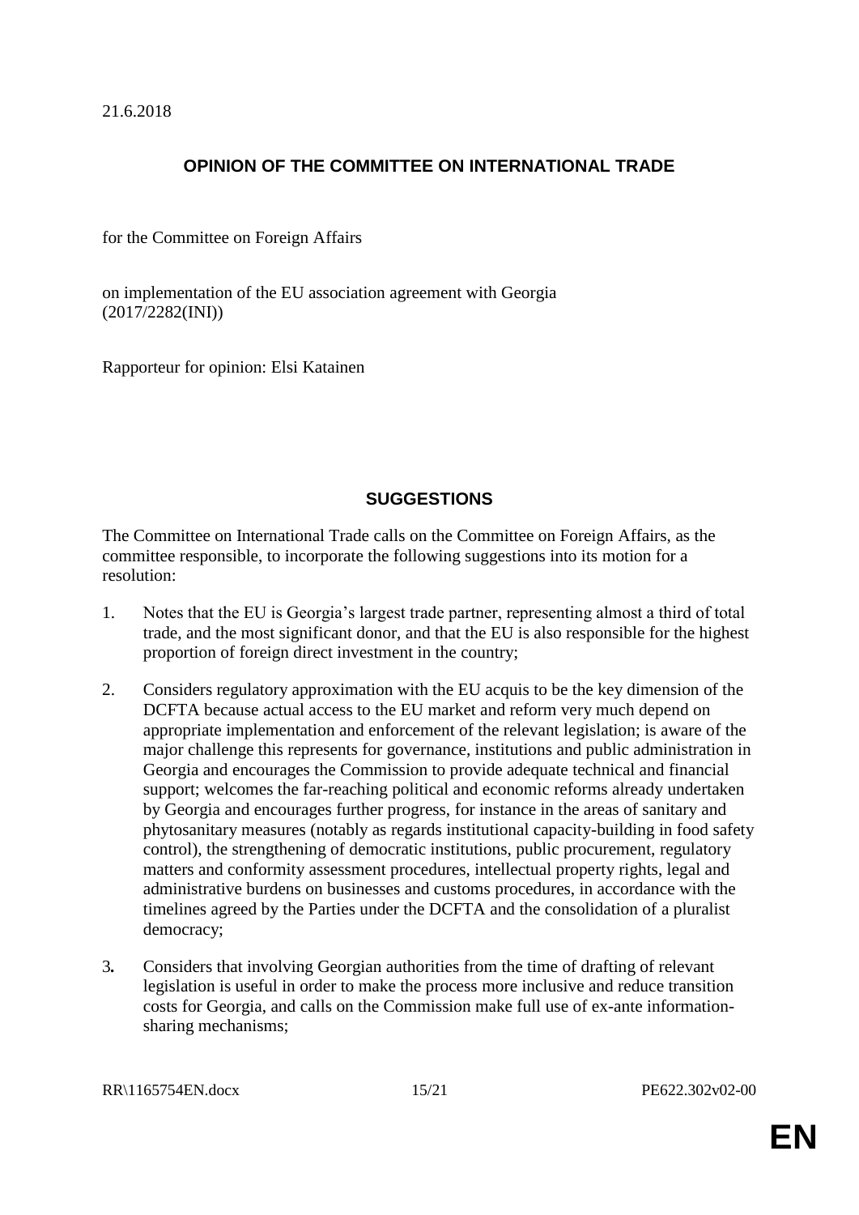21.6.2018

## OPINION OF THE COMMITTEE ON INTERNATIONAL TRADE

for the Committee on Foreign Affairs

on implementation of the EU association agreement with Georgia
(2017/2282(INI))

Rapporteur for opinion: Elsi Katainen

## SUGGESTIONS

The Committee on International Trade calls on the Committee on Foreign Affairs, as the committee responsible, to incorporate the following suggestions into its motion for a resolution:

1. Notes that the EU is Georgia's largest trade partner, representing almost a third of total trade, and the most significant donor, and that the EU is also responsible for the highest proportion of foreign direct investment in the country;

2. Considers regulatory approximation with the EU acquis to be the key dimension of the DCFTA because actual access to the EU market and reform very much depend on appropriate implementation and enforcement of the relevant legislation; is aware of the major challenge this represents for governance, institutions and public administration in Georgia and encourages the Commission to provide adequate technical and financial support; welcomes the far-reaching political and economic reforms already undertaken by Georgia and encourages further progress, for instance in the areas of sanitary and phytosanitary measures (notably as regards institutional capacity-building in food safety control), the strengthening of democratic institutions, public procurement, regulatory matters and conformity assessment procedures, intellectual property rights, legal and administrative burdens on businesses and customs procedures, in accordance with the timelines agreed by the Parties under the DCFTA and the consolidation of a pluralist democracy;

3. Considers that involving Georgian authorities from the time of drafting of relevant legislation is useful in order to make the process more inclusive and reduce transition costs for Georgia, and calls on the Commission make full use of ex-ante information-sharing mechanisms;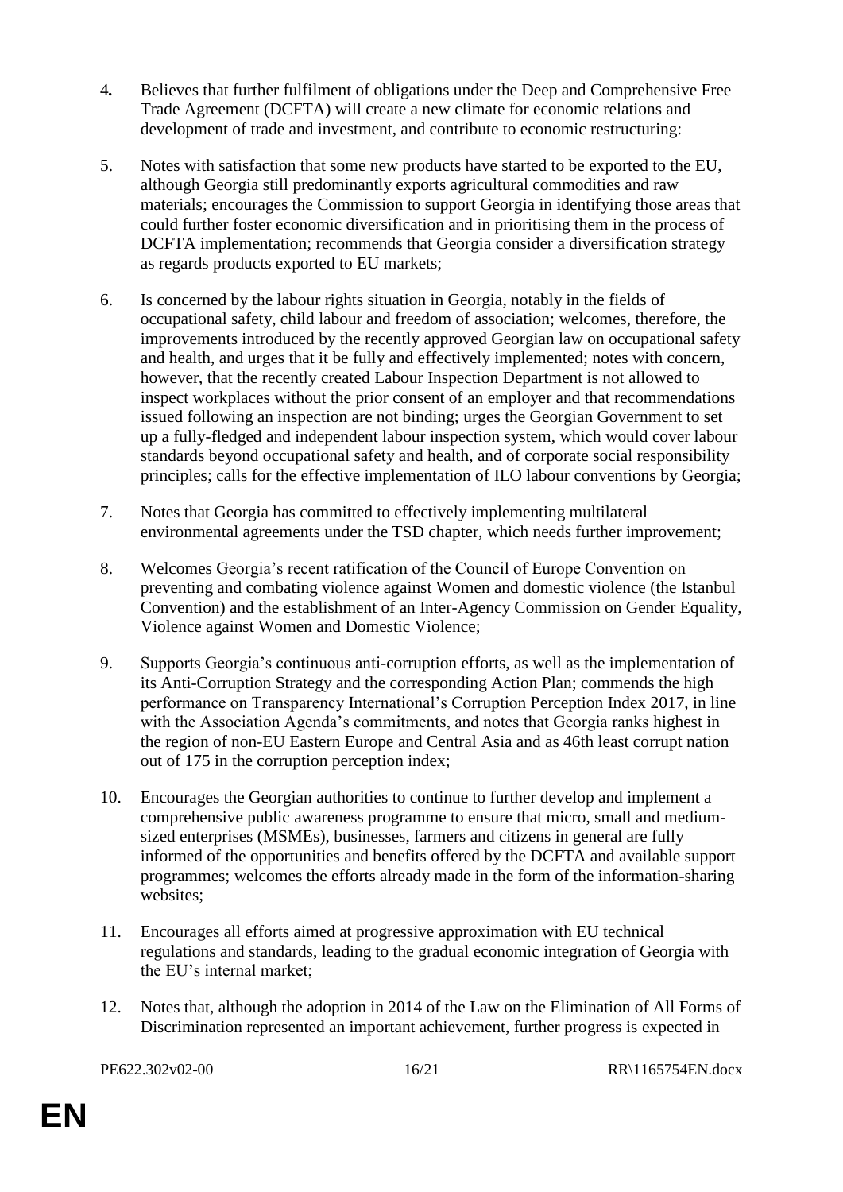4. Believes that further fulfilment of obligations under the Deep and Comprehensive Free Trade Agreement (DCFTA) will create a new climate for economic relations and development of trade and investment, and contribute to economic restructuring:

5. Notes with satisfaction that some new products have started to be exported to the EU, although Georgia still predominantly exports agricultural commodities and raw materials; encourages the Commission to support Georgia in identifying those areas that could further foster economic diversification and in prioritising them in the process of DCFTA implementation; recommends that Georgia consider a diversification strategy as regards products exported to EU markets;

6. Is concerned by the labour rights situation in Georgia, notably in the fields of occupational safety, child labour and freedom of association; welcomes, therefore, the improvements introduced by the recently approved Georgian law on occupational safety and health, and urges that it be fully and effectively implemented; notes with concern, however, that the recently created Labour Inspection Department is not allowed to inspect workplaces without the prior consent of an employer and that recommendations issued following an inspection are not binding; urges the Georgian Government to set up a fully-fledged and independent labour inspection system, which would cover labour standards beyond occupational safety and health, and of corporate social responsibility principles; calls for the effective implementation of ILO labour conventions by Georgia;

7. Notes that Georgia has committed to effectively implementing multilateral environmental agreements under the TSD chapter, which needs further improvement;

8. Welcomes Georgia's recent ratification of the Council of Europe Convention on preventing and combating violence against Women and domestic violence (the Istanbul Convention) and the establishment of an Inter-Agency Commission on Gender Equality, Violence against Women and Domestic Violence;

9. Supports Georgia's continuous anti-corruption efforts, as well as the implementation of its Anti-Corruption Strategy and the corresponding Action Plan; commends the high performance on Transparency International's Corruption Perception Index 2017, in line with the Association Agenda's commitments, and notes that Georgia ranks highest in the region of non-EU Eastern Europe and Central Asia and as 46th least corrupt nation out of 175 in the corruption perception index;

10. Encourages the Georgian authorities to continue to further develop and implement a comprehensive public awareness programme to ensure that micro, small and medium-sized enterprises (MSMEs), businesses, farmers and citizens in general are fully informed of the opportunities and benefits offered by the DCFTA and available support programmes; welcomes the efforts already made in the form of the information-sharing websites;

11. Encourages all efforts aimed at progressive approximation with EU technical regulations and standards, leading to the gradual economic integration of Georgia with the EU's internal market;

12. Notes that, although the adoption in 2014 of the Law on the Elimination of All Forms of Discrimination represented an important achievement, further progress is expected in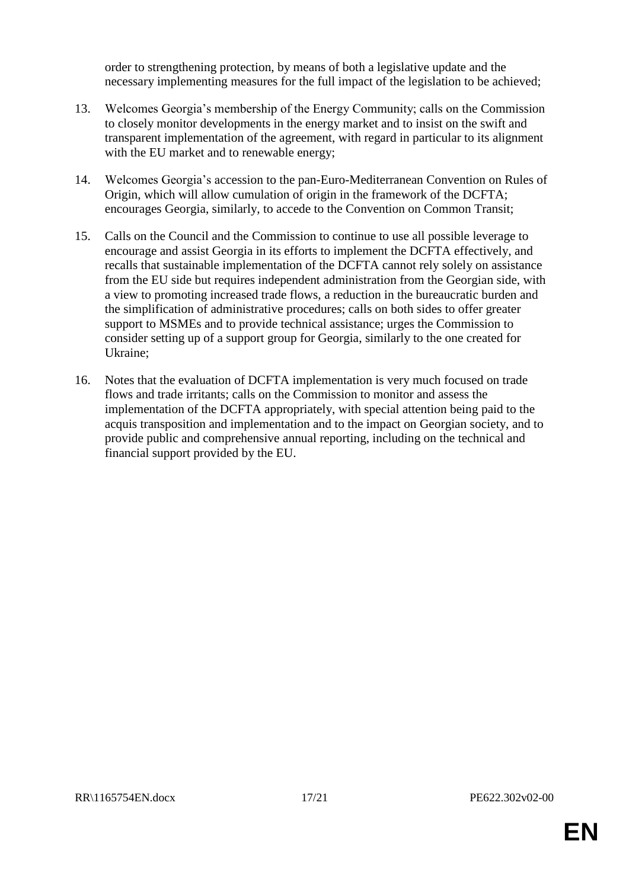order to strengthening protection, by means of both a legislative update and the necessary implementing measures for the full impact of the legislation to be achieved;

13. Welcomes Georgia's membership of the Energy Community; calls on the Commission to closely monitor developments in the energy market and to insist on the swift and transparent implementation of the agreement, with regard in particular to its alignment with the EU market and to renewable energy;

14. Welcomes Georgia's accession to the pan-Euro-Mediterranean Convention on Rules of Origin, which will allow cumulation of origin in the framework of the DCFTA; encourages Georgia, similarly, to accede to the Convention on Common Transit;

15. Calls on the Council and the Commission to continue to use all possible leverage to encourage and assist Georgia in its efforts to implement the DCFTA effectively, and recalls that sustainable implementation of the DCFTA cannot rely solely on assistance from the EU side but requires independent administration from the Georgian side, with a view to promoting increased trade flows, a reduction in the bureaucratic burden and the simplification of administrative procedures; calls on both sides to offer greater support to MSMEs and to provide technical assistance; urges the Commission to consider setting up of a support group for Georgia, similarly to the one created for Ukraine;

16. Notes that the evaluation of DCFTA implementation is very much focused on trade flows and trade irritants; calls on the Commission to monitor and assess the implementation of the DCFTA appropriately, with special attention being paid to the acquis transposition and implementation and to the impact on Georgian society, and to provide public and comprehensive annual reporting, including on the technical and financial support provided by the EU.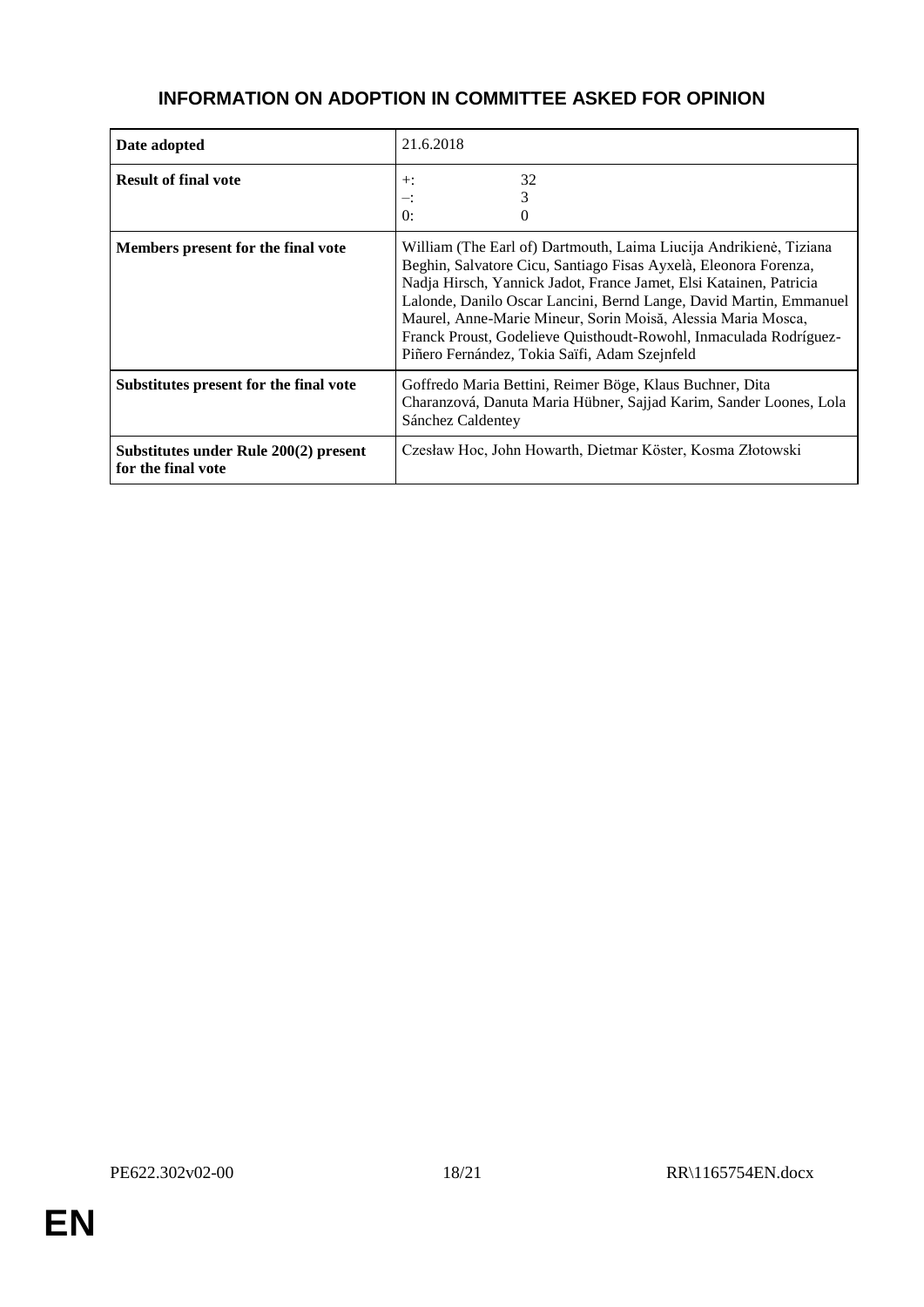# INFORMATION ON ADOPTION IN COMMITTEE ASKED FOR OPINION

| | |
|---|---|
| **Date adopted** | 21.6.2018 |
| **Result of final vote** | +: 32<br>–: 3<br>0: 0 |
| **Members present for the final vote** | William (The Earl of) Dartmouth, Laima Liucija Andrikienė, Tiziana Beghin, Salvatore Cicu, Santiago Fisas Ayxelà, Eleonora Forenza, Nadja Hirsch, Yannick Jadot, France Jamet, Elsi Katainen, Patricia Lalonde, Danilo Oscar Lancini, Bernd Lange, David Martin, Emmanuel Maurel, Anne-Marie Mineur, Sorin Moisă, Alessia Maria Mosca, Franck Proust, Godelieve Quisthoudt-Rowohl, Inmaculada Rodríguez-Piñero Fernández, Tokia Saïfi, Adam Szejnfeld |
| **Substitutes present for the final vote** | Goffredo Maria Bettini, Reimer Böge, Klaus Buchner, Dita Charanzová, Danuta Maria Hübner, Sajjad Karim, Sander Loones, Lola Sánchez Caldentey |
| **Substitutes under Rule 200(2) present for the final vote** | Czesław Hoc, John Howarth, Dietmar Köster, Kosma Złotowski |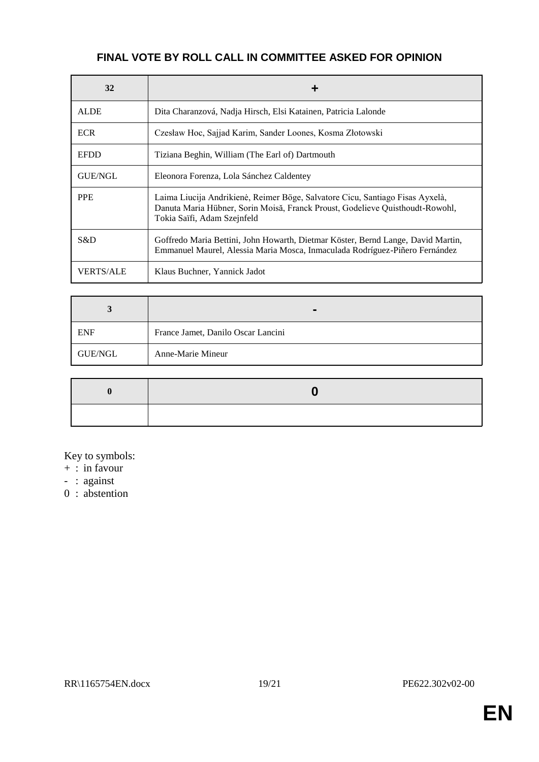## FINAL VOTE BY ROLL CALL IN COMMITTEE ASKED FOR OPINION

| 32 | + |
|---|---|
| ALDE | Dita Charanzová, Nadja Hirsch, Elsi Katainen, Patricia Lalonde |
| ECR | Czesław Hoc, Sajjad Karim, Sander Loones, Kosma Złotowski |
| EFDD | Tiziana Beghin, William (The Earl of) Dartmouth |
| GUE/NGL | Eleonora Forenza, Lola Sánchez Caldentey |
| PPE | Laima Liucija Andrikienė, Reimer Böge, Salvatore Cicu, Santiago Fisas Ayxelà, Danuta Maria Hübner, Sorin Moisă, Franck Proust, Godelieve Quisthoudt-Rowohl, Tokia Saïfi, Adam Szejnfeld |
| S&D | Goffredo Maria Bettini, John Howarth, Dietmar Köster, Bernd Lange, David Martin, Emmanuel Maurel, Alessia Maria Mosca, Inmaculada Rodríguez-Piñero Fernández |
| VERTS/ALE | Klaus Buchner, Yannick Jadot |

| 3 | - |
|---|---|
| ENF | France Jamet, Danilo Oscar Lancini |
| GUE/NGL | Anne-Marie Mineur |

| 0 | 0 |
|---|---|
| | |

Key to symbols:
+ : in favour
- : against
0 : abstention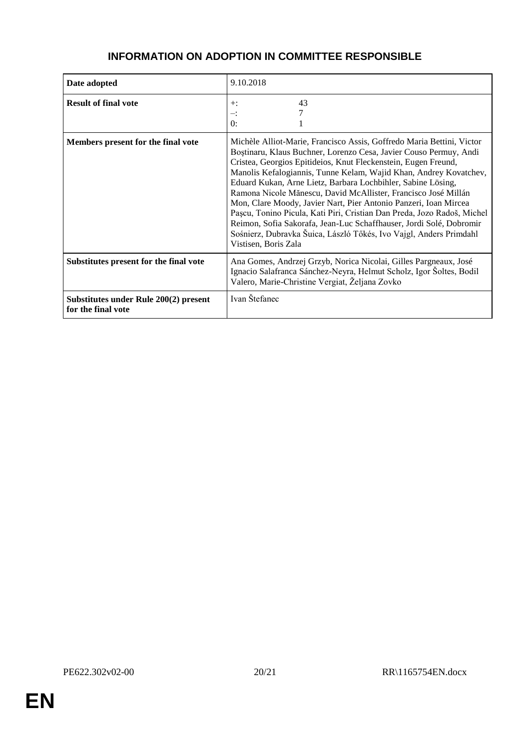## INFORMATION ON ADOPTION IN COMMITTEE RESPONSIBLE

| | |
|---|---|
| **Date adopted** | 9.10.2018 |
| **Result of final vote** | +: 43<br>–: 7<br>0: 1 |
| **Members present for the final vote** | Michèle Alliot-Marie, Francisco Assis, Goffredo Maria Bettini, Victor Boştinaru, Klaus Buchner, Lorenzo Cesa, Javier Couso Permuy, Andi Cristea, Georgios Epitideios, Knut Fleckenstein, Eugen Freund, Manolis Kefalogiannis, Tunne Kelam, Wajid Khan, Andrey Kovatchev, Eduard Kukan, Arne Lietz, Barbara Lochbihler, Sabine Lösing, Ramona Nicole Mănescu, David McAllister, Francisco José Millán Mon, Clare Moody, Javier Nart, Pier Antonio Panzeri, Ioan Mircea Paşcu, Tonino Picula, Kati Piri, Cristian Dan Preda, Jozo Radoš, Michel Reimon, Sofia Sakorafa, Jean-Luc Schaffhauser, Jordi Solé, Dobromir Sośnierz, Dubravka Šuica, László Tőkés, Ivo Vajgl, Anders Primdahl Vistisen, Boris Zala |
| **Substitutes present for the final vote** | Ana Gomes, Andrzej Grzyb, Norica Nicolai, Gilles Pargneaux, José Ignacio Salafranca Sánchez-Neyra, Helmut Scholz, Igor Šoltes, Bodil Valero, Marie-Christine Vergiat, Željana Zovko |
| **Substitutes under Rule 200(2) present for the final vote** | Ivan Štefanec |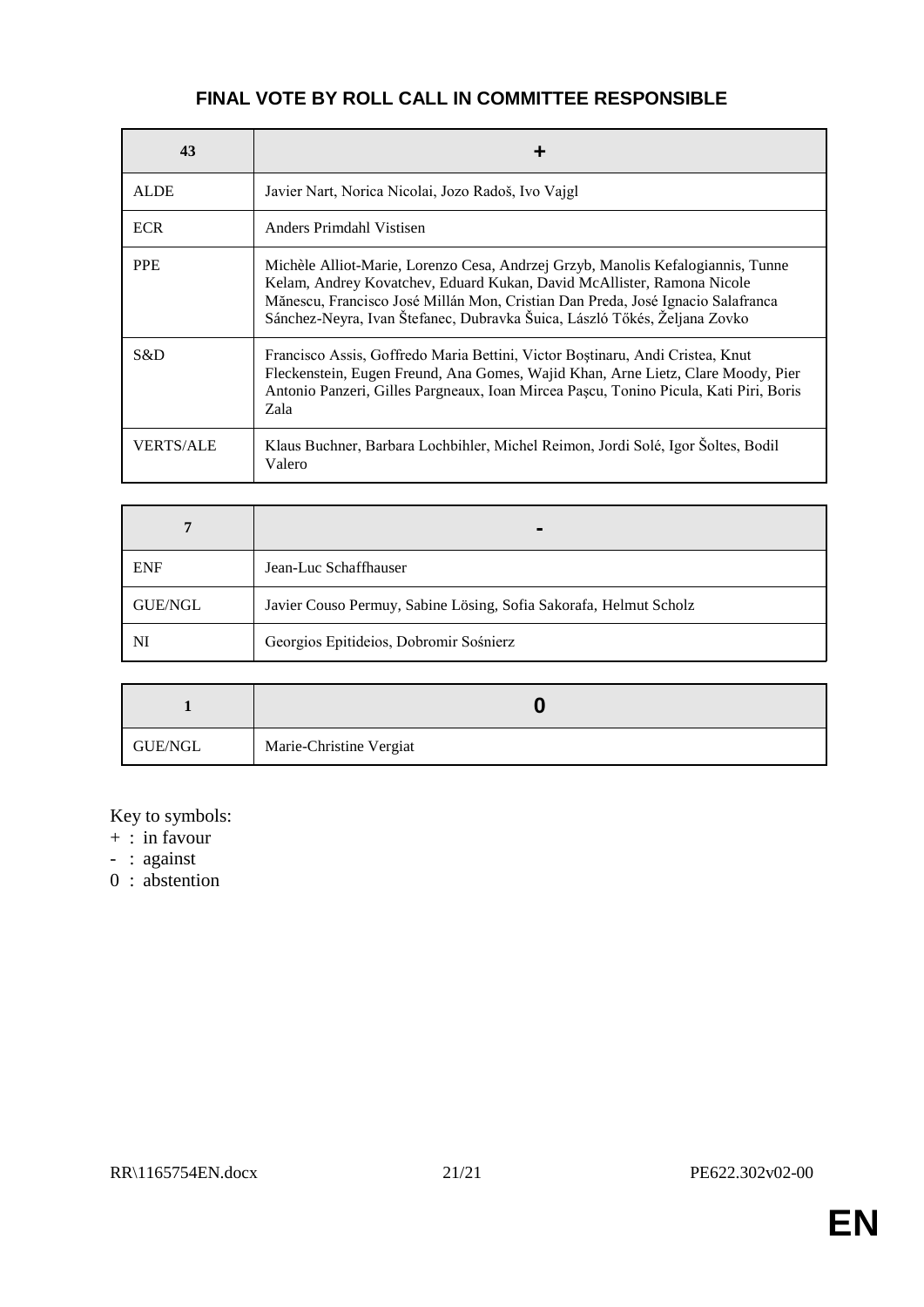## FINAL VOTE BY ROLL CALL IN COMMITTEE RESPONSIBLE

| 43 | + |
| --- | --- |
| ALDE | Javier Nart, Norica Nicolai, Jozo Radoš, Ivo Vajgl |
| ECR | Anders Primdahl Vistisen |
| PPE | Michèle Alliot-Marie, Lorenzo Cesa, Andrzej Grzyb, Manolis Kefalogiannis, Tunne Kelam, Andrey Kovatchev, Eduard Kukan, David McAllister, Ramona Nicole Mănescu, Francisco José Millán Mon, Cristian Dan Preda, José Ignacio Salafranca Sánchez-Neyra, Ivan Štefanec, Dubravka Šuica, László Tőkés, Željana Zovko |
| S&D | Francisco Assis, Goffredo Maria Bettini, Victor Boştinaru, Andi Cristea, Knut Fleckenstein, Eugen Freund, Ana Gomes, Wajid Khan, Arne Lietz, Clare Moody, Pier Antonio Panzeri, Gilles Pargneaux, Ioan Mircea Paşcu, Tonino Picula, Kati Piri, Boris Zala |
| VERTS/ALE | Klaus Buchner, Barbara Lochbihler, Michel Reimon, Jordi Solé, Igor Šoltes, Bodil Valero |

| 7 | - |
| --- | --- |
| ENF | Jean-Luc Schaffhauser |
| GUE/NGL | Javier Couso Permuy, Sabine Lösing, Sofia Sakorafa, Helmut Scholz |
| NI | Georgios Epitideios, Dobromir Sośnierz |

| 1 | 0 |
| --- | --- |
| GUE/NGL | Marie-Christine Vergiat |

Key to symbols:
+ : in favour
- : against
0 : abstention